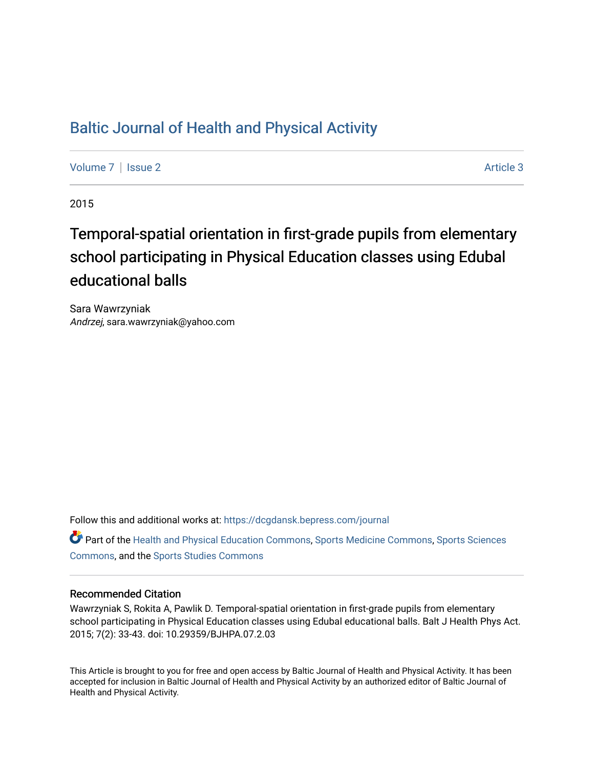# Baltic Journal of Health and Physical Activity

Volume 7 | Issue 2 Article 3

2015

## Temporal-spatial orientation in first-grade pupils from elementary school participating in Physical Education classes using Edubal educational balls

Sara Wawrzyniak
*Andrzej*, sara.wawrzyniak@yahoo.com

Follow this and additional works at: https://dcgdansk.bepress.com/journal

Part of the Health and Physical Education Commons, Sports Medicine Commons, Sports Sciences Commons, and the Sports Studies Commons

### Recommended Citation

Wawrzyniak S, Rokita A, Pawlik D. Temporal-spatial orientation in first-grade pupils from elementary school participating in Physical Education classes using Edubal educational balls. Balt J Health Phys Act. 2015; 7(2): 33-43. doi: 10.29359/BJHPA.07.2.03

This Article is brought to you for free and open access by Baltic Journal of Health and Physical Activity. It has been accepted for inclusion in Baltic Journal of Health and Physical Activity by an authorized editor of Baltic Journal of Health and Physical Activity.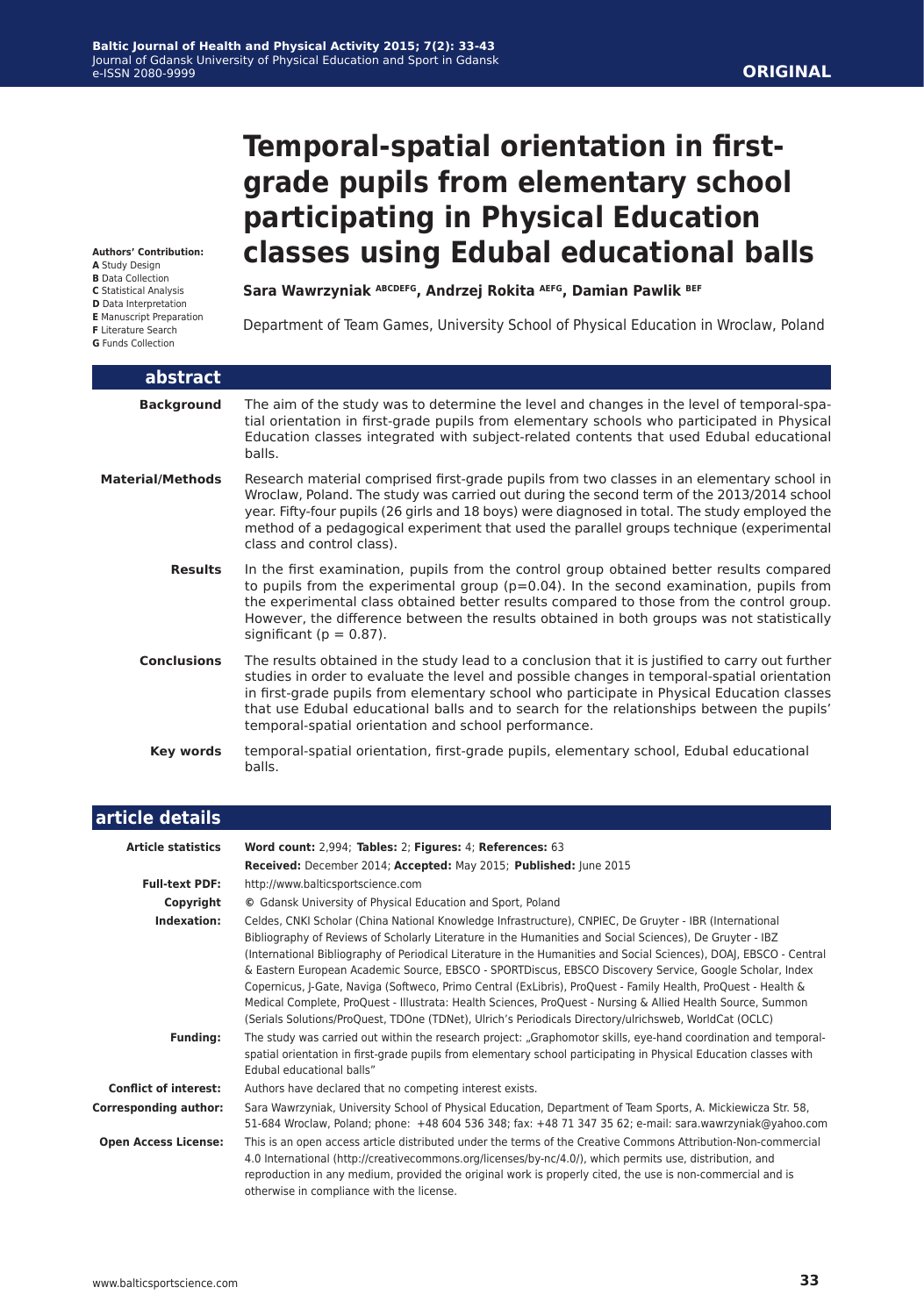**ORIGINAL**

# Temporal-spatial orientation in first-grade pupils from elementary school participating in Physical Education classes using Edubal educational balls

**Sara Wawrzyniak** ABCDEFG**, Andrzej Rokita** AEFG**, Damian Pawlik** BEF

Department of Team Games, University School of Physical Education in Wroclaw, Poland

**Authors' Contribution:**
**A** Study Design
**B** Data Collection
**C** Statistical Analysis
**D** Data Interpretation
**E** Manuscript Preparation
**F** Literature Search
**G** Funds Collection

## abstract

**Background** The aim of the study was to determine the level and changes in the level of temporal-spatial orientation in first-grade pupils from elementary schools who participated in Physical Education classes integrated with subject-related contents that used Edubal educational balls.

**Material/Methods** Research material comprised first-grade pupils from two classes in an elementary school in Wroclaw, Poland. The study was carried out during the second term of the 2013/2014 school year. Fifty-four pupils (26 girls and 18 boys) were diagnosed in total. The study employed the method of a pedagogical experiment that used the parallel groups technique (experimental class and control class).

**Results** In the first examination, pupils from the control group obtained better results compared to pupils from the experimental group ($p=0.04$). In the second examination, pupils from the experimental class obtained better results compared to those from the control group. However, the difference between the results obtained in both groups was not statistically significant ($p = 0.87$).

**Conclusions** The results obtained in the study lead to a conclusion that it is justified to carry out further studies in order to evaluate the level and possible changes in temporal-spatial orientation in first-grade pupils from elementary school who participate in Physical Education classes that use Edubal educational balls and to search for the relationships between the pupils' temporal-spatial orientation and school performance.

**Key words** temporal-spatial orientation, first-grade pupils, elementary school, Edubal educational balls.

## article details

**Article statistics** **Word count:** 2,994; **Tables:** 2; **Figures:** 4; **References:** 63
**Received:** December 2014; **Accepted:** May 2015; **Published:** June 2015

**Full-text PDF:** http://www.balticsportscience.com

**Copyright** © Gdansk University of Physical Education and Sport, Poland

**Indexation:** Celdes, CNKI Scholar (China National Knowledge Infrastructure), CNPIEC, De Gruyter - IBR (International Bibliography of Reviews of Scholarly Literature in the Humanities and Social Sciences), De Gruyter - IBZ (International Bibliography of Periodical Literature in the Humanities and Social Sciences), DOAJ, EBSCO - Central & Eastern European Academic Source, EBSCO - SPORTDiscus, EBSCO Discovery Service, Google Scholar, Index Copernicus, J-Gate, Naviga (Softweco, Primo Central (ExLibris), ProQuest - Family Health, ProQuest - Health & Medical Complete, ProQuest - Illustrata: Health Sciences, ProQuest - Nursing & Allied Health Source, Summon (Serials Solutions/ProQuest, TDOne (TDNet), Ulrich's Periodicals Directory/ulrichsweb, WorldCat (OCLC)

**Funding:** The study was carried out within the research project: „Graphomotor skills, eye-hand coordination and temporal-spatial orientation in first-grade pupils from elementary school participating in Physical Education classes with Edubal educational balls"

**Conflict of interest:** Authors have declared that no competing interest exists.

**Corresponding author:** Sara Wawrzyniak, University School of Physical Education, Department of Team Sports, A. Mickiewicza Str. 58, 51-684 Wroclaw, Poland; phone: +48 604 536 348; fax: +48 71 347 35 62; e-mail: sara.wawrzyniak@yahoo.com

**Open Access License:** This is an open access article distributed under the terms of the Creative Commons Attribution-Non-commercial 4.0 International (http://creativecommons.org/licenses/by-nc/4.0/), which permits use, distribution, and reproduction in any medium, provided the original work is properly cited, the use is non-commercial and is otherwise in compliance with the license.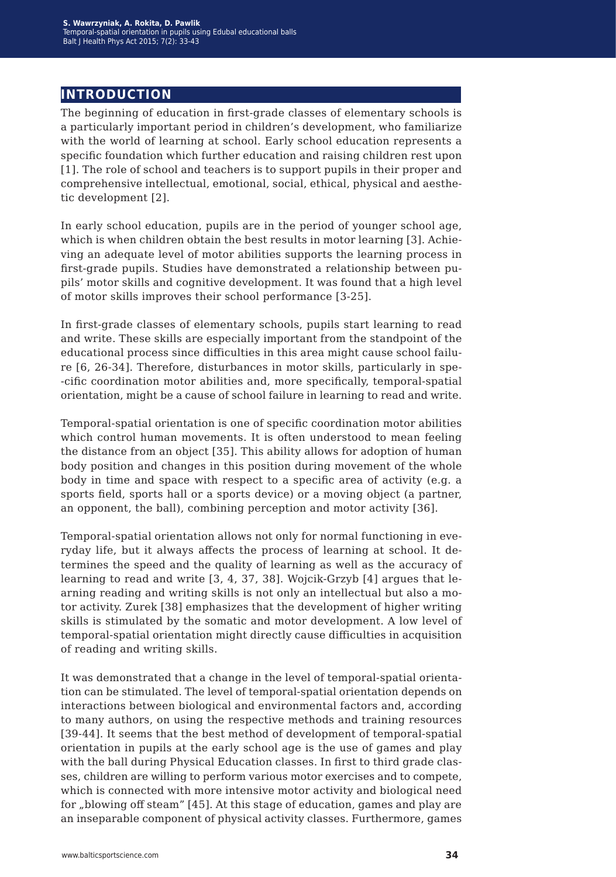## INTRODUCTION

The beginning of education in first-grade classes of elementary schools is a particularly important period in children's development, who familiarize with the world of learning at school. Early school education represents a specific foundation which further education and raising children rest upon [1]. The role of school and teachers is to support pupils in their proper and comprehensive intellectual, emotional, social, ethical, physical and aesthetic development [2].

In early school education, pupils are in the period of younger school age, which is when children obtain the best results in motor learning [3]. Achieving an adequate level of motor abilities supports the learning process in first-grade pupils. Studies have demonstrated a relationship between pupils' motor skills and cognitive development. It was found that a high level of motor skills improves their school performance [3-25].

In first-grade classes of elementary schools, pupils start learning to read and write. These skills are especially important from the standpoint of the educational process since difficulties in this area might cause school failure [6, 26-34]. Therefore, disturbances in motor skills, particularly in specific coordination motor abilities and, more specifically, temporal-spatial orientation, might be a cause of school failure in learning to read and write.

Temporal-spatial orientation is one of specific coordination motor abilities which control human movements. It is often understood to mean feeling the distance from an object [35]. This ability allows for adoption of human body position and changes in this position during movement of the whole body in time and space with respect to a specific area of activity (e.g. a sports field, sports hall or a sports device) or a moving object (a partner, an opponent, the ball), combining perception and motor activity [36].

Temporal-spatial orientation allows not only for normal functioning in everyday life, but it always affects the process of learning at school. It determines the speed and the quality of learning as well as the accuracy of learning to read and write [3, 4, 37, 38]. Wojcik-Grzyb [4] argues that learning reading and writing skills is not only an intellectual but also a motor activity. Zurek [38] emphasizes that the development of higher writing skills is stimulated by the somatic and motor development. A low level of temporal-spatial orientation might directly cause difficulties in acquisition of reading and writing skills.

It was demonstrated that a change in the level of temporal-spatial orientation can be stimulated. The level of temporal-spatial orientation depends on interactions between biological and environmental factors and, according to many authors, on using the respective methods and training resources [39-44]. It seems that the best method of development of temporal-spatial orientation in pupils at the early school age is the use of games and play with the ball during Physical Education classes. In first to third grade classes, children are willing to perform various motor exercises and to compete, which is connected with more intensive motor activity and biological need for „blowing off steam" [45]. At this stage of education, games and play are an inseparable component of physical activity classes. Furthermore, games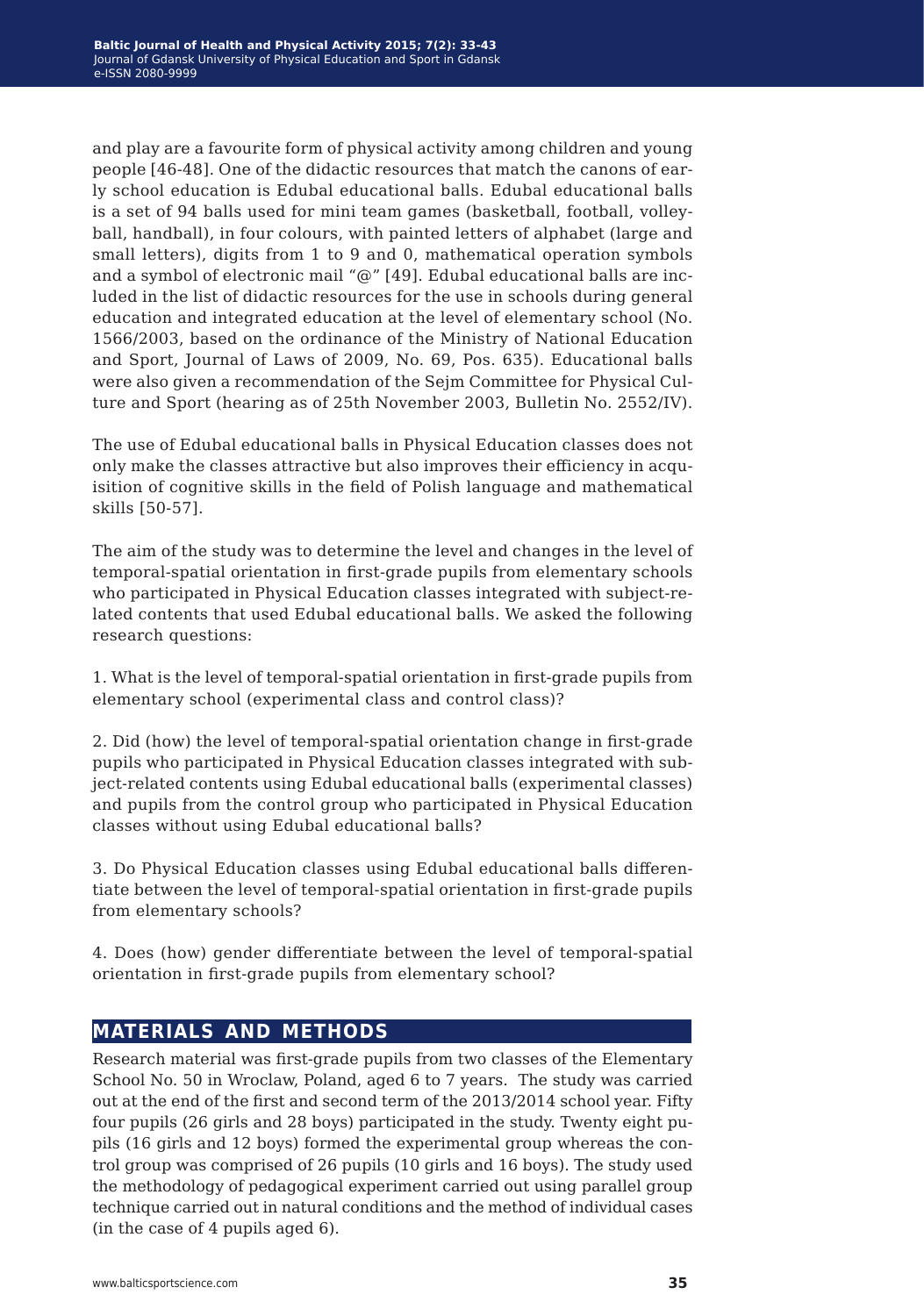and play are a favourite form of physical activity among children and young people [46-48]. One of the didactic resources that match the canons of early school education is Edubal educational balls. Edubal educational balls is a set of 94 balls used for mini team games (basketball, football, volleyball, handball), in four colours, with painted letters of alphabet (large and small letters), digits from 1 to 9 and 0, mathematical operation symbols and a symbol of electronic mail "@" [49]. Edubal educational balls are included in the list of didactic resources for the use in schools during general education and integrated education at the level of elementary school (No. 1566/2003, based on the ordinance of the Ministry of National Education and Sport, Journal of Laws of 2009, No. 69, Pos. 635). Educational balls were also given a recommendation of the Sejm Committee for Physical Culture and Sport (hearing as of 25th November 2003, Bulletin No. 2552/IV).

The use of Edubal educational balls in Physical Education classes does not only make the classes attractive but also improves their efficiency in acquisition of cognitive skills in the field of Polish language and mathematical skills [50-57].

The aim of the study was to determine the level and changes in the level of temporal-spatial orientation in first-grade pupils from elementary schools who participated in Physical Education classes integrated with subject-related contents that used Edubal educational balls. We asked the following research questions:

1. What is the level of temporal-spatial orientation in first-grade pupils from elementary school (experimental class and control class)?

2. Did (how) the level of temporal-spatial orientation change in first-grade pupils who participated in Physical Education classes integrated with subject-related contents using Edubal educational balls (experimental classes) and pupils from the control group who participated in Physical Education classes without using Edubal educational balls?

3. Do Physical Education classes using Edubal educational balls differentiate between the level of temporal-spatial orientation in first-grade pupils from elementary schools?

4. Does (how) gender differentiate between the level of temporal-spatial orientation in first-grade pupils from elementary school?

## MATERIALS AND METHODS

Research material was first-grade pupils from two classes of the Elementary School No. 50 in Wroclaw, Poland, aged 6 to 7 years. The study was carried out at the end of the first and second term of the 2013/2014 school year. Fifty four pupils (26 girls and 28 boys) participated in the study. Twenty eight pupils (16 girls and 12 boys) formed the experimental group whereas the control group was comprised of 26 pupils (10 girls and 16 boys). The study used the methodology of pedagogical experiment carried out using parallel group technique carried out in natural conditions and the method of individual cases (in the case of 4 pupils aged 6).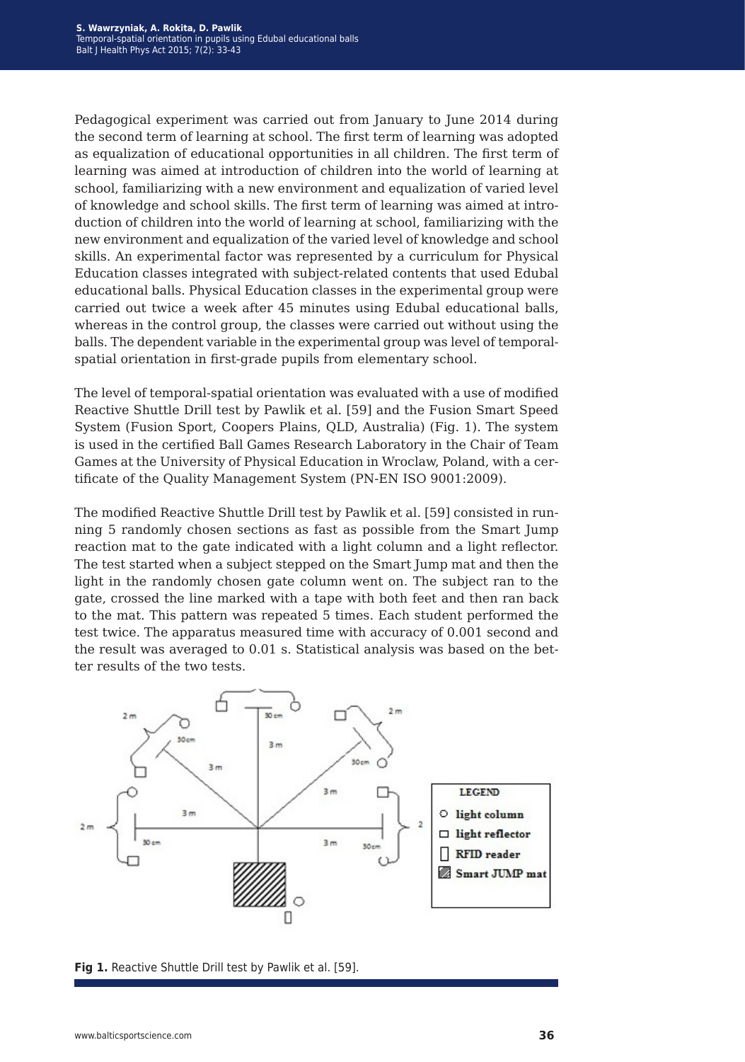Pedagogical experiment was carried out from January to June 2014 during the second term of learning at school. The first term of learning was adopted as equalization of educational opportunities in all children. The first term of learning was aimed at introduction of children into the world of learning at school, familiarizing with a new environment and equalization of varied level of knowledge and school skills. The first term of learning was aimed at introduction of children into the world of learning at school, familiarizing with the new environment and equalization of the varied level of knowledge and school skills. An experimental factor was represented by a curriculum for Physical Education classes integrated with subject-related contents that used Edubal educational balls. Physical Education classes in the experimental group were carried out twice a week after 45 minutes using Edubal educational balls, whereas in the control group, the classes were carried out without using the balls. The dependent variable in the experimental group was level of temporal-spatial orientation in first-grade pupils from elementary school.

The level of temporal-spatial orientation was evaluated with a use of modified Reactive Shuttle Drill test by Pawlik et al. [59] and the Fusion Smart Speed System (Fusion Sport, Coopers Plains, QLD, Australia) (Fig. 1). The system is used in the certified Ball Games Research Laboratory in the Chair of Team Games at the University of Physical Education in Wroclaw, Poland, with a certificate of the Quality Management System (PN-EN ISO 9001:2009).

The modified Reactive Shuttle Drill test by Pawlik et al. [59] consisted in running 5 randomly chosen sections as fast as possible from the Smart Jump reaction mat to the gate indicated with a light column and a light reflector. The test started when a subject stepped on the Smart Jump mat and then the light in the randomly chosen gate column went on. The subject ran to the gate, crossed the line marked with a tape with both feet and then ran back to the mat. This pattern was repeated 5 times. Each student performed the test twice. The apparatus measured time with accuracy of 0.001 second and the result was averaged to 0.01 s. Statistical analysis was based on the better results of the two tests.

**Fig 1.** Reactive Shuttle Drill test by Pawlik et al. [59].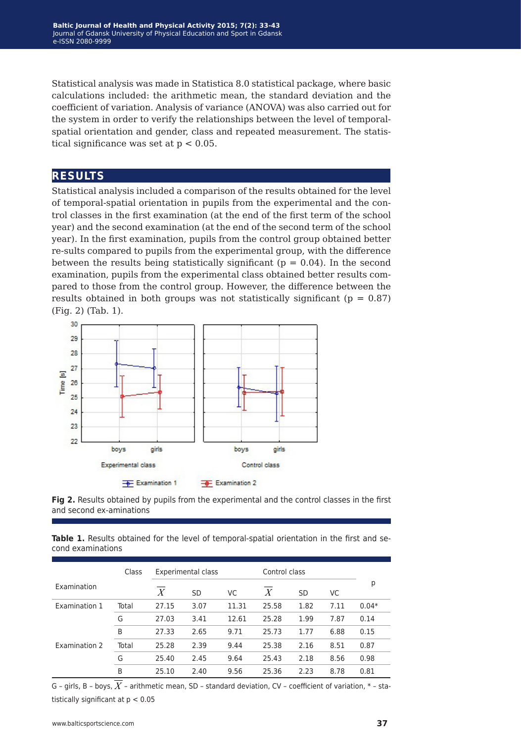Statistical analysis was made in Statistica 8.0 statistical package, where basic calculations included: the arithmetic mean, the standard deviation and the coefficient of variation. Analysis of variance (ANOVA) was also carried out for the system in order to verify the relationships between the level of temporal-spatial orientation and gender, class and repeated measurement. The statistical significance was set at $p < 0.05$.

## RESULTS

Statistical analysis included a comparison of the results obtained for the level of temporal-spatial orientation in pupils from the experimental and the control classes in the first examination (at the end of the first term of the school year) and the second examination (at the end of the second term of the school year). In the first examination, pupils from the control group obtained better re-sults compared to pupils from the experimental group, with the difference between the results being statistically significant ($p = 0.04$). In the second examination, pupils from the experimental class obtained better results compared to those from the control group. However, the difference between the results obtained in both groups was not statistically significant ($p = 0.87$) (Fig. 2) (Tab. 1).

**Fig 2.** Results obtained by pupils from the experimental and the control classes in the first and second ex-aminations

**Table 1.** Results obtained for the level of temporal-spatial orientation in the first and second examinations

| Examination | Class | Experimental class | | | Control class | | | p |
|---|---|---|---|---|---|---|---|---|
| | | $\overline{X}$ | SD | VC | $\overline{X}$ | SD | VC | |
| Examination 1 | Total | 27.15 | 3.07 | 11.31 | 25.58 | 1.82 | 7.11 | 0.04* |
| | G | 27.03 | 3.41 | 12.61 | 25.28 | 1.99 | 7.87 | 0.14 |
| | B | 27.33 | 2.65 | 9.71 | 25.73 | 1.77 | 6.88 | 0.15 |
| Examination 2 | Total | 25.28 | 2.39 | 9.44 | 25.38 | 2.16 | 8.51 | 0.87 |
| | G | 25.40 | 2.45 | 9.64 | 25.43 | 2.18 | 8.56 | 0.98 |
| | B | 25.10 | 2.40 | 9.56 | 25.36 | 2.23 | 8.78 | 0.81 |

G – girls, B – boys, $\overline{X}$ – arithmetic mean, SD – standard deviation, CV – coefficient of variation, * – statistically significant at $p < 0.05$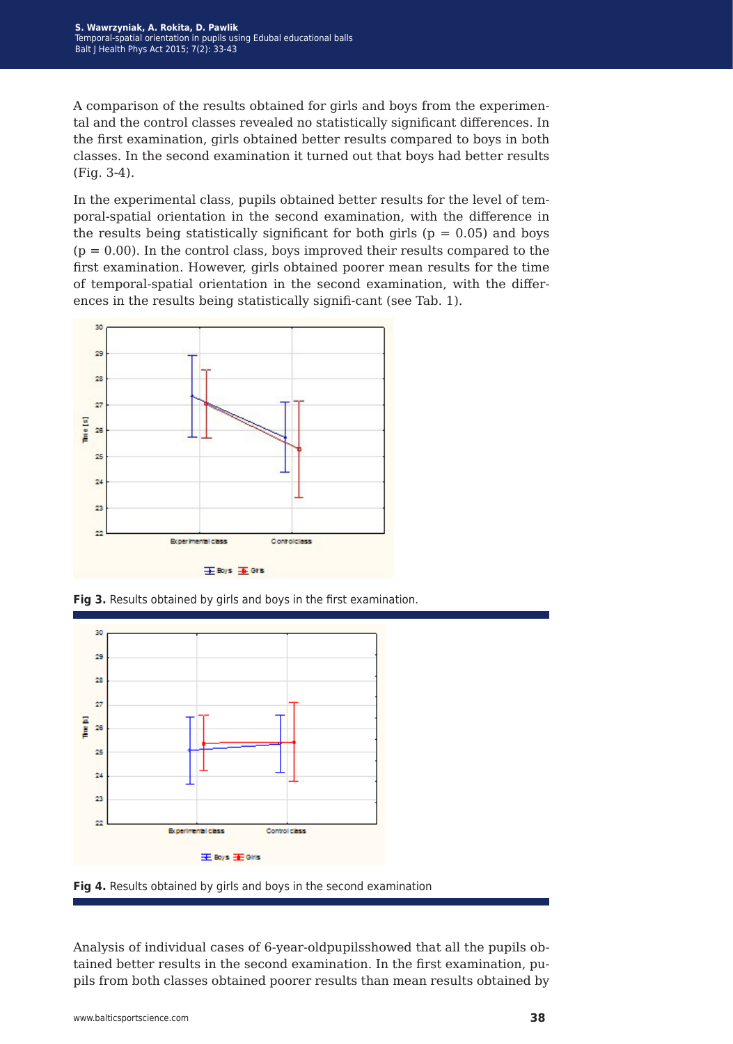A comparison of the results obtained for girls and boys from the experimental and the control classes revealed no statistically significant differences. In the first examination, girls obtained better results compared to boys in both classes. In the second examination it turned out that boys had better results (Fig. 3-4).

In the experimental class, pupils obtained better results for the level of temporal-spatial orientation in the second examination, with the difference in the results being statistically significant for both girls ($p = 0.05$) and boys ($p = 0.00$). In the control class, boys improved their results compared to the first examination. However, girls obtained poorer mean results for the time of temporal-spatial orientation in the second examination, with the differences in the results being statistically signifi-cant (see Tab. 1).

**Fig 3.** Results obtained by girls and boys in the first examination.

**Fig 4.** Results obtained by girls and boys in the second examination

Analysis of individual cases of 6-year-oldpupilsshowed that all the pupils obtained better results in the second examination. In the first examination, pupils from both classes obtained poorer results than mean results obtained by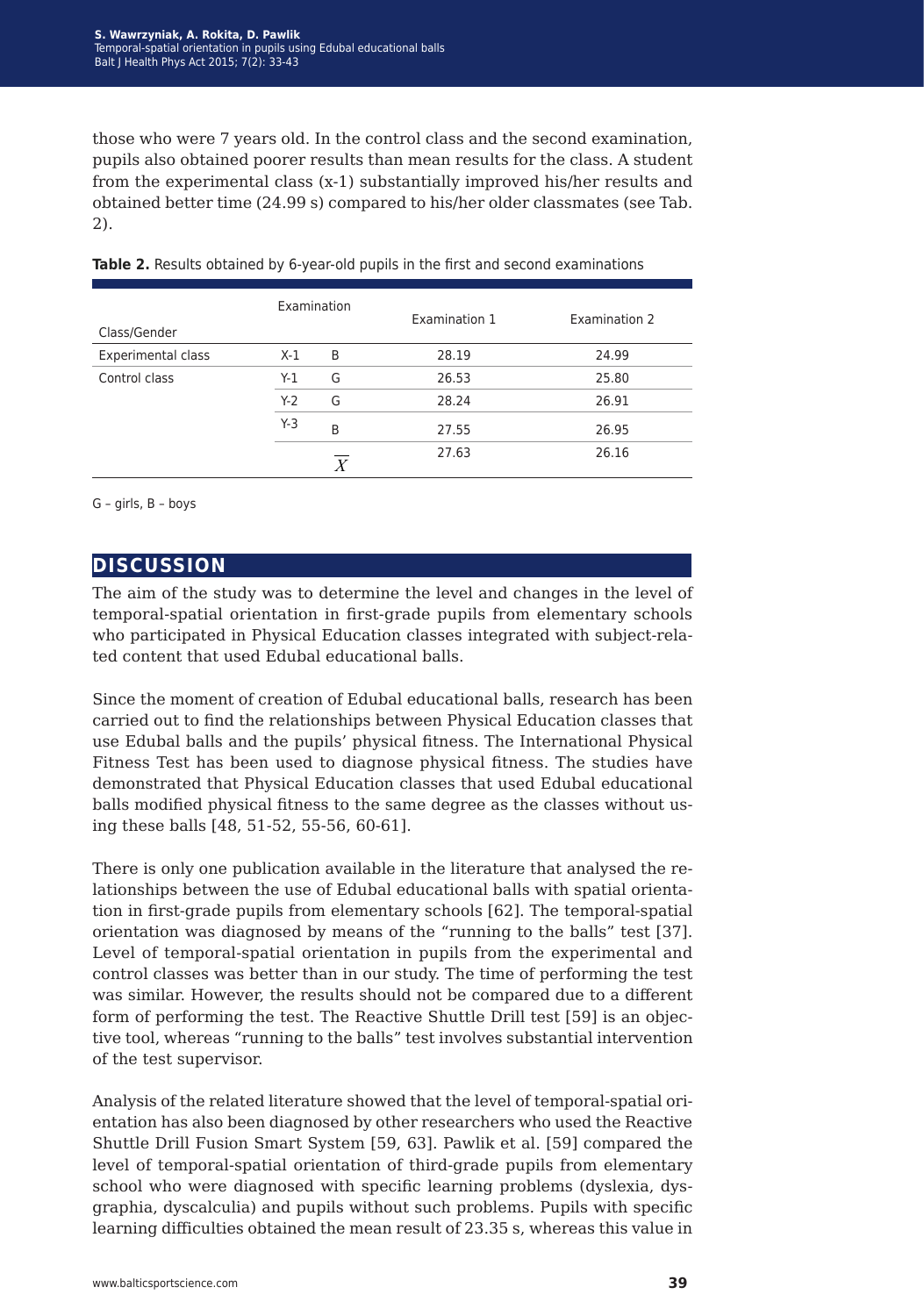those who were 7 years old. In the control class and the second examination, pupils also obtained poorer results than mean results for the class. A student from the experimental class (x-1) substantially improved his/her results and obtained better time (24.99 s) compared to his/her older classmates (see Tab. 2).

**Table 2.** Results obtained by 6-year-old pupils in the first and second examinations

| Class/Gender | Examination | | Examination 1 | Examination 2 |
|---|---|---|---|---|
| Experimental class | X-1 | B | 28.19 | 24.99 |
| Control class | Y-1 | G | 26.53 | 25.80 |
| | Y-2 | G | 28.24 | 26.91 |
| | Y-3 | B | 27.55 | 26.95 |
| | | $\overline{X}$ | 27.63 | 26.16 |

G – girls, B – boys

## DISCUSSION

The aim of the study was to determine the level and changes in the level of temporal-spatial orientation in first-grade pupils from elementary schools who participated in Physical Education classes integrated with subject-related content that used Edubal educational balls.

Since the moment of creation of Edubal educational balls, research has been carried out to find the relationships between Physical Education classes that use Edubal balls and the pupils' physical fitness. The International Physical Fitness Test has been used to diagnose physical fitness. The studies have demonstrated that Physical Education classes that used Edubal educational balls modified physical fitness to the same degree as the classes without using these balls [48, 51-52, 55-56, 60-61].

There is only one publication available in the literature that analysed the relationships between the use of Edubal educational balls with spatial orientation in first-grade pupils from elementary schools [62]. The temporal-spatial orientation was diagnosed by means of the "running to the balls" test [37]. Level of temporal-spatial orientation in pupils from the experimental and control classes was better than in our study. The time of performing the test was similar. However, the results should not be compared due to a different form of performing the test. The Reactive Shuttle Drill test [59] is an objective tool, whereas "running to the balls" test involves substantial intervention of the test supervisor.

Analysis of the related literature showed that the level of temporal-spatial orientation has also been diagnosed by other researchers who used the Reactive Shuttle Drill Fusion Smart System [59, 63]. Pawlik et al. [59] compared the level of temporal-spatial orientation of third-grade pupils from elementary school who were diagnosed with specific learning problems (dyslexia, dysgraphia, dyscalculia) and pupils without such problems. Pupils with specific learning difficulties obtained the mean result of 23.35 s, whereas this value in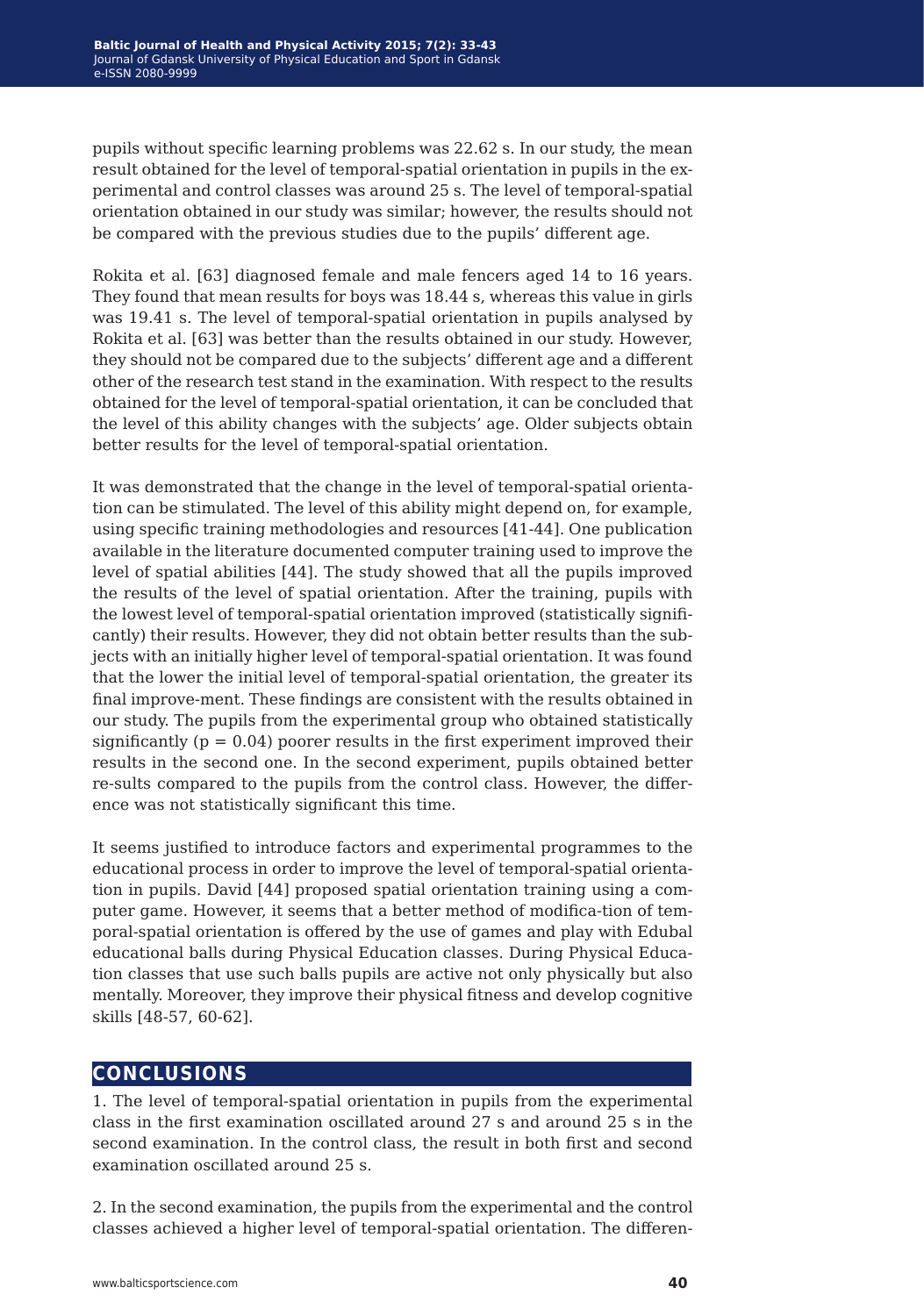pupils without specific learning problems was 22.62 s. In our study, the mean result obtained for the level of temporal-spatial orientation in pupils in the experimental and control classes was around 25 s. The level of temporal-spatial orientation obtained in our study was similar; however, the results should not be compared with the previous studies due to the pupils' different age.

Rokita et al. [63] diagnosed female and male fencers aged 14 to 16 years. They found that mean results for boys was 18.44 s, whereas this value in girls was 19.41 s. The level of temporal-spatial orientation in pupils analysed by Rokita et al. [63] was better than the results obtained in our study. However, they should not be compared due to the subjects' different age and a different other of the research test stand in the examination. With respect to the results obtained for the level of temporal-spatial orientation, it can be concluded that the level of this ability changes with the subjects' age. Older subjects obtain better results for the level of temporal-spatial orientation.

It was demonstrated that the change in the level of temporal-spatial orientation can be stimulated. The level of this ability might depend on, for example, using specific training methodologies and resources [41-44]. One publication available in the literature documented computer training used to improve the level of spatial abilities [44]. The study showed that all the pupils improved the results of the level of spatial orientation. After the training, pupils with the lowest level of temporal-spatial orientation improved (statistically significantly) their results. However, they did not obtain better results than the subjects with an initially higher level of temporal-spatial orientation. It was found that the lower the initial level of temporal-spatial orientation, the greater its final improve-ment. These findings are consistent with the results obtained in our study. The pupils from the experimental group who obtained statistically significantly ($p = 0.04$) poorer results in the first experiment improved their results in the second one. In the second experiment, pupils obtained better re-sults compared to the pupils from the control class. However, the difference was not statistically significant this time.

It seems justified to introduce factors and experimental programmes to the educational process in order to improve the level of temporal-spatial orientation in pupils. David [44] proposed spatial orientation training using a computer game. However, it seems that a better method of modifica-tion of temporal-spatial orientation is offered by the use of games and play with Edubal educational balls during Physical Education classes. During Physical Education classes that use such balls pupils are active not only physically but also mentally. Moreover, they improve their physical fitness and develop cognitive skills [48-57, 60-62].

## CONCLUSIONS

1. The level of temporal-spatial orientation in pupils from the experimental class in the first examination oscillated around 27 s and around 25 s in the second examination. In the control class, the result in both first and second examination oscillated around 25 s.

2. In the second examination, the pupils from the experimental and the control classes achieved a higher level of temporal-spatial orientation. The differen-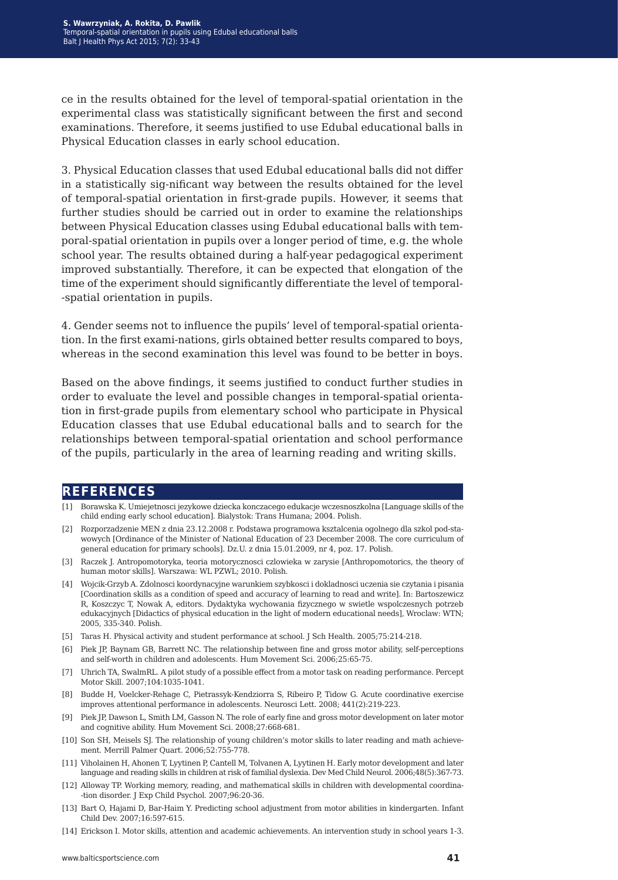ce in the results obtained for the level of temporal-spatial orientation in the experimental class was statistically significant between the first and second examinations. Therefore, it seems justified to use Edubal educational balls in Physical Education classes in early school education.

3. Physical Education classes that used Edubal educational balls did not differ in a statistically sig-nificant way between the results obtained for the level of temporal-spatial orientation in first-grade pupils. However, it seems that further studies should be carried out in order to examine the relationships between Physical Education classes using Edubal educational balls with temporal-spatial orientation in pupils over a longer period of time, e.g. the whole school year. The results obtained during a half-year pedagogical experiment improved substantially. Therefore, it can be expected that elongation of the time of the experiment should significantly differentiate the level of temporal--spatial orientation in pupils.

4. Gender seems not to influence the pupils' level of temporal-spatial orientation. In the first exami-nations, girls obtained better results compared to boys, whereas in the second examination this level was found to be better in boys.

Based on the above findings, it seems justified to conduct further studies in order to evaluate the level and possible changes in temporal-spatial orientation in first-grade pupils from elementary school who participate in Physical Education classes that use Edubal educational balls and to search for the relationships between temporal-spatial orientation and school performance of the pupils, particularly in the area of learning reading and writing skills.

## REFERENCES

[1] Borawska K. Umiejetnosci jezykowe dziecka konczacego edukacje wczesnoszkolna [Language skills of the child ending early school education]. Bialystok: Trans Humana; 2004. Polish.

[2] Rozporzadzenie MEN z dnia 23.12.2008 r. Podstawa programowa ksztalcenia ogolnego dla szkol pod-stawowych [Ordinance of the Minister of National Education of 23 December 2008. The core curriculum of general education for primary schools]. Dz.U. z dnia 15.01.2009, nr 4, poz. 17. Polish.

[3] Raczek J. Antropomotoryka, teoria motorycznosci czlowieka w zarysie [Anthropomotorics, the theory of human motor skills]. Warszawa: WL PZWL; 2010. Polish.

[4] Wojcik-Grzyb A. Zdolnosci koordynacyjne warunkiem szybkosci i dokladnosci uczenia sie czytania i pisania [Coordination skills as a condition of speed and accuracy of learning to read and write]. In: Bartoszewicz R, Koszczyc T, Nowak A, editors. Dydaktyka wychowania fizycznego w swietle wspolczesnych potrzeb edukacyjnych [Didactics of physical education in the light of modern educational needs], Wroclaw: WTN; 2005, 335-340. Polish.

[5] Taras H. Physical activity and student performance at school. J Sch Health. 2005;75:214-218.

[6] Piek JP, Baynam GB, Barrett NC. The relationship between fine and gross motor ability, self-perceptions and self-worth in children and adolescents. Hum Movement Sci. 2006;25:65-75.

[7] Uhrich TA, SwalmRL. A pilot study of a possible effect from a motor task on reading performance. Percept Motor Skill. 2007;104:1035-1041.

[8] Budde H, Voelcker-Rehage C, Pietrassyk-Kendziorra S, Ribeiro P, Tidow G. Acute coordinative exercise improves attentional performance in adolescents. Neurosci Lett. 2008; 441(2):219-223.

[9] Piek JP, Dawson L, Smith LM, Gasson N. The role of early fine and gross motor development on later motor and cognitive ability. Hum Movement Sci. 2008;27:668-681.

[10] Son SH, Meisels SJ. The relationship of young children's motor skills to later reading and math achievement. Merrill Palmer Quart. 2006;52:755-778.

[11] Viholainen H, Ahonen T, Lyytinen P, Cantell M, Tolvanen A, Lyytinen H. Early motor development and later language and reading skills in children at risk of familial dyslexia. Dev Med Child Neurol. 2006;48(5):367-73.

[12] Alloway TP. Working memory, reading, and mathematical skills in children with developmental coordina--tion disorder. J Exp Child Psychol. 2007;96:20-36.

[13] Bart O, Hajami D, Bar-Haim Y. Predicting school adjustment from motor abilities in kindergarten. Infant Child Dev. 2007;16:597-615.

[14] Erickson I. Motor skills, attention and academic achievements. An intervention study in school years 1-3.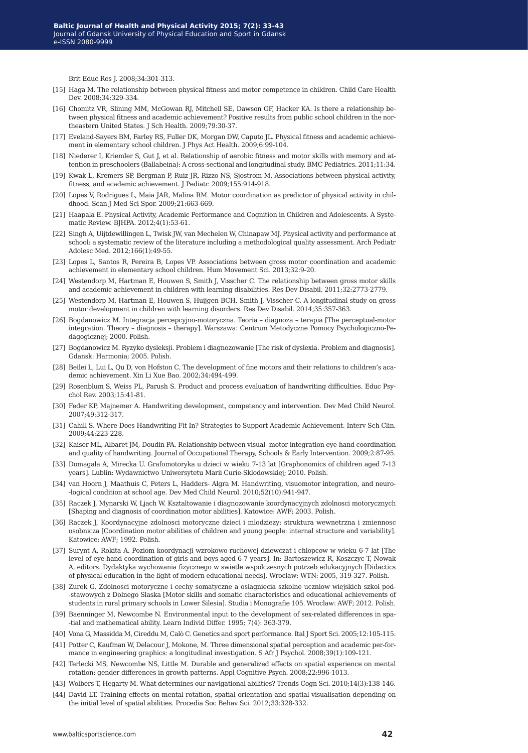Brit Educ Res J. 2008;34:301-313.

[15] Haga M. The relationship between physical fitness and motor competence in children. Child Care Health Dev. 2008;34:329-334.

[16] Chomitz VR, Slining MM, McGowan RJ, Mitchell SE, Dawson GF, Hacker KA. Is there a relationship between physical fitness and academic achievement? Positive results from public school children in the northeastern United States. J Sch Health. 2009;79:30-37.

[17] Eveland-Sayers BM, Farley RS, Fuller DK, Morgan DW, Caputo JL. Physical fitness and academic achievement in elementary school children. J Phys Act Health. 2009;6:99-104.

[18] Niederer I, Kriemler S, Gut J, et al. Relationship of aerobic fitness and motor skills with memory and attention in preschoolers (Ballabeina): A cross-sectional and longitudinal study. BMC Pediatrics. 2011;11:34.

[19] Kwak L, Kremers SP, Bergman P, Ruiz JR, Rizzo NS, Sjostrom M. Associations between physical activity, fitness, and academic achievement. J Pediatr. 2009;155:914-918.

[20] Lopes V, Rodrigues L, Maia JAR, Malina RM. Motor coordination as predictor of physical activity in childhood. Scan J Med Sci Spor. 2009;21:663-669.

[21] Haapala E. Physical Activity, Academic Performance and Cognition in Children and Adolescents. A Systematic Review. BJHPA. 2012;4(1):53-61.

[22] Singh A, Uijtdewillingen L, Twisk JW, van Mechelen W, Chinapaw MJ. Physical activity and performance at school: a systematic review of the literature including a methodological quality assessment. Arch Pediatr Adolesc Med. 2012;166(1):49-55.

[23] Lopes L, Santos R, Pereira B, Lopes VP. Associations between gross motor coordination and academic achievement in elementary school children. Hum Movement Sci. 2013;32:9-20.

[24] Westendorp M, Hartman E, Houwen S, Smith J, Visscher C. The relationship between gross motor skills and academic achievement in children with learning disabilities. Res Dev Disabil. 2011;32:2773-2779.

[25] Westendorp M, Hartman E, Houwen S, Huijgen BCH, Smith J, Visscher C. A longitudinal study on gross motor development in children with learning disorders. Res Dev Disabil. 2014;35:357-363.

[26] Bogdanowicz M. Integracja percepcyjno-motoryczna. Teoria – diagnoza – terapia [The perceptual-motor integration. Theory – diagnosis – therapy]. Warszawa: Centrum Metodyczne Pomocy Psychologiczno-Pedagogicznej; 2000. Polish.

[27] Bogdanowicz M. Ryzyko dysleksji. Problem i diagnozowanie [The risk of dyslexia. Problem and diagnosis]. Gdansk: Harmonia; 2005. Polish.

[28] Beilei L, Lui L, Qu D, von Hofston C. The development of fine motors and their relations to children's academic achievement. Xin Li Xue Bao. 2002;34:494-499.

[29] Rosenblum S, Weiss PL, Parush S. Product and process evaluation of handwriting difficulties. Educ Psychol Rev. 2003;15:41-81.

[30] Feder KP, Majnemer A. Handwriting development, competency and intervention. Dev Med Child Neurol. 2007;49:312-317.

[31] Cahill S. Where Does Handwriting Fit In? Strategies to Support Academic Achievement. Interv Sch Clin. 2009;44:223-228.

[32] Kaiser ML, Albaret JM, Doudin PA. Relationship between visual- motor integration eye-hand coordination and quality of handwriting. Journal of Occupational Therapy, Schools & Early Intervention. 2009;2:87-95.

[33] Domagala A, Mirecka U. Grafomotoryka u dzieci w wieku 7-13 lat [Graphonomics of children aged 7-13 years]. Lublin: Wydawnictwo Uniwersytetu Marii Curie-Sklodowskiej; 2010. Polish.

[34] van Hoorn J, Maathuis C, Peters L, Hadders- Algra M. Handwriting, visuomotor integration, and neuro-logical condition at school age. Dev Med Child Neurol. 2010;52(10):941-947.

[35] Raczek J, Mynarski W, Ljach W. Ksztaltowanie i diagnozowanie koordynacyjnych zdolnosci motorycznych [Shaping and diagnosis of coordination motor abilities]. Katowice: AWF; 2003. Polish.

[36] Raczek J, Koordynacyjne zdolnosci motoryczne dzieci i mlodziezy: struktura wewnetrzna i zmiennosc osobnicza [Coordination motor abilities of children and young people: internal structure and variability]. Katowice: AWF; 1992. Polish.

[37] Surynt A, Rokita A. Poziom koordynacji wzrokowo-ruchowej dziewczat i chlopcow w wieku 6-7 lat [The level of eye-hand coordination of girls and boys aged 6-7 years]. In: Bartoszewicz R, Koszczyc T, Nowak A, editors. Dydaktyka wychowania fizycznego w swietle wspolczesnych potrzeb edukacyjnych [Didactics of physical education in the light of modern educational needs]. Wroclaw: WTN: 2005, 319-327. Polish.

[38] Zurek G. Zdolnosci motoryczne i cechy somatyczne a osiagniecia szkolne uczniow wiejskich szkol pod-stawowych z Dolnego Slaska [Motor skills and somatic characteristics and educational achievements of students in rural primary schools in Lower Silesia]. Studia i Monografie 105. Wroclaw: AWF; 2012. Polish.

[39] Baenninger M, Newcombe N. Environmental input to the development of sex-related differences in spa-tial and mathematical ability. Learn Individ Differ. 1995; 7(4): 363-379.

[40] Vona G, Massidda M, Cireddu M, Calò C. Genetics and sport performance. Ital J Sport Sci. 2005;12:105-115.

[41] Potter C, Kaufman W, Delacour J, Mokone, M. Three dimensional spatial perception and academic per-formance in engineering graphics: a longitudinal investigation. S Afr J Psychol. 2008;39(1):109-121.

[42] Terlecki MS, Newcombe NS, Little M. Durable and generalized effects on spatial experience on mental rotation: gender differences in growth patterns. Appl Cognitive Psych. 2008;22:996-1013.

[43] Wolbers T, Hegarty M. What determines our navigational abilities? Trends Cogn Sci. 2010;14(3):138-146.

[44] David LT. Training effects on mental rotation, spatial orientation and spatial visualisation depending on the initial level of spatial abilities. Procedia Soc Behav Sci. 2012;33:328-332.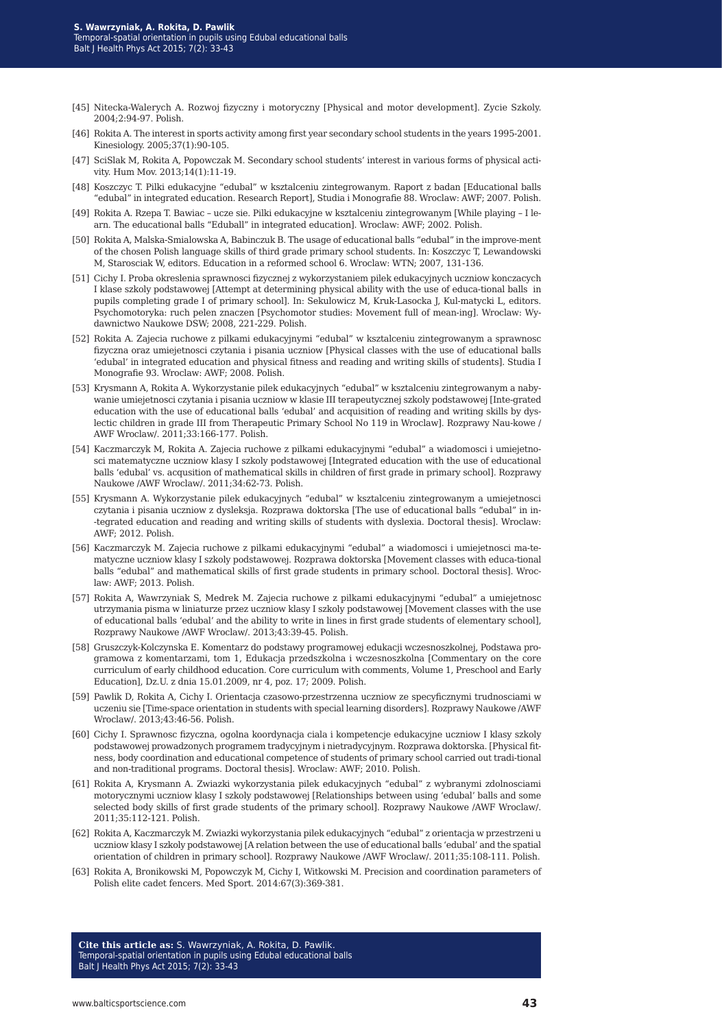[45] Nitecka-Walerych A. Rozwoj fizyczny i motoryczny [Physical and motor development]. Zycie Szkoly. 2004;2:94-97. Polish.

[46] Rokita A. The interest in sports activity among first year secondary school students in the years 1995-2001. Kinesiology. 2005;37(1):90-105.

[47] SciSlak M, Rokita A, Popowczak M. Secondary school students' interest in various forms of physical activity. Hum Mov. 2013;14(1):11-19.

[48] Koszczyc T. Pilki edukacyjne "edubal" w ksztalceniu zintegrowanym. Raport z badan [Educational balls "edubal" in integrated education. Research Report], Studia i Monografie 88. Wroclaw: AWF; 2007. Polish.

[49] Rokita A. Rzepa T. Bawiac – ucze sie. Pilki edukacyjne w ksztalceniu zintegrowanym [While playing – I learn. The educational balls "Eduball" in integrated education]. Wroclaw: AWF; 2002. Polish.

[50] Rokita A, Malska-Smialowska A, Babinczuk B. The usage of educational balls "edubal" in the improve-ment of the chosen Polish language skills of third grade primary school students. In: Koszczyc T, Lewandowski M, Starosciak W, editors. Education in a reformed school 6. Wroclaw: WTN; 2007, 131-136.

[51] Cichy I. Proba okreslenia sprawnosci fizycznej z wykorzystaniem pilek edukacyjnych uczniow konczacych I klase szkoly podstawowej [Attempt at determining physical ability with the use of educa-tional balls in pupils completing grade I of primary school]. In: Sekulowicz M, Kruk-Lasocka J, Kul-matycki L, editors. Psychomotoryka: ruch pelen znaczen [Psychomotor studies: Movement full of mean-ing]. Wroclaw: Wydawnictwo Naukowe DSW; 2008, 221-229. Polish.

[52] Rokita A. Zajecia ruchowe z pilkami edukacyjnymi "edubal" w ksztalceniu zintegrowanym a sprawnosc fizyczna oraz umiejetnosci czytania i pisania uczniow [Physical classes with the use of educational balls 'edubal' in integrated education and physical fitness and reading and writing skills of students]. Studia I Monografie 93. Wroclaw: AWF; 2008. Polish.

[53] Krysmann A, Rokita A. Wykorzystanie pilek edukacyjnych "edubal" w ksztalceniu zintegrowanym a nabywanie umiejetnosci czytania i pisania uczniow w klasie III terapeutycznej szkoly podstawowej [Inte-grated education with the use of educational balls 'edubal' and acquisition of reading and writing skills by dyslectic children in grade III from Therapeutic Primary School No 119 in Wroclaw]. Rozprawy Nau-kowe / AWF Wroclaw/. 2011;33:166-177. Polish.

[54] Kaczmarczyk M, Rokita A. Zajecia ruchowe z pilkami edukacyjnymi "edubal" a wiadomosci i umiejetnosci matematyczne uczniow klasy I szkoly podstawowej [Integrated education with the use of educational balls 'edubal' vs. acqusition of mathematical skills in children of first grade in primary school]. Rozprawy Naukowe /AWF Wroclaw/. 2011;34:62-73. Polish.

[55] Krysmann A. Wykorzystanie pilek edukacyjnych "edubal" w ksztalceniu zintegrowanym a umiejetnosci czytania i pisania uczniow z dysleksja. Rozprawa doktorska [The use of educational balls "edubal" in in--tegrated education and reading and writing skills of students with dyslexia. Doctoral thesis]. Wroclaw: AWF; 2012. Polish.

[56] Kaczmarczyk M. Zajecia ruchowe z pilkami edukacyjnymi "edubal" a wiadomosci i umiejetnosci ma-tematyczne uczniow klasy I szkoly podstawowej. Rozprawa doktorska [Movement classes with educa-tional balls "edubal" and mathematical skills of first grade students in primary school. Doctoral thesis]. Wroclaw: AWF; 2013. Polish.

[57] Rokita A, Wawrzyniak S, Medrek M. Zajecia ruchowe z pilkami edukacyjnymi "edubal" a umiejetnosc utrzymania pisma w liniaturze przez uczniow klasy I szkoly podstawowej [Movement classes with the use of educational balls 'edubal' and the ability to write in lines in first grade students of elementary school], Rozprawy Naukowe /AWF Wroclaw/. 2013;43:39-45. Polish.

[58] Gruszczyk-Kolczynska E. Komentarz do podstawy programowej edukacji wczesnoszkolnej, Podstawa programowa z komentarzami, tom 1, Edukacja przedszkolna i wczesnoszkolna [Commentary on the core curriculum of early childhood education. Core curriculum with comments, Volume 1, Preschool and Early Education], Dz.U. z dnia 15.01.2009, nr 4, poz. 17; 2009. Polish.

[59] Pawlik D, Rokita A, Cichy I. Orientacja czasowo-przestrzenna uczniow ze specyficznymi trudnosciami w uczeniu sie [Time-space orientation in students with special learning disorders]. Rozprawy Naukowe /AWF Wroclaw/. 2013;43:46-56. Polish.

[60] Cichy I. Sprawnosc fizyczna, ogolna koordynacja ciala i kompetencje edukacyjne uczniow I klasy szkoly podstawowej prowadzonych programem tradycyjnym i nietradycyjnym. Rozprawa doktorska. [Physical fitness, body coordination and educational competence of students of primary school carried out tradi-tional and non-traditional programs. Doctoral thesis]. Wroclaw: AWF; 2010. Polish.

[61] Rokita A, Krysmann A. Zwiazki wykorzystania pilek edukacyjnych "edubal" z wybranymi zdolnosciami motorycznymi uczniow klasy I szkoly podstawowej [Relationships between using 'edubal' balls and some selected body skills of first grade students of the primary school]. Rozprawy Naukowe /AWF Wroclaw/. 2011;35:112-121. Polish.

[62] Rokita A, Kaczmarczyk M. Zwiazki wykorzystania pilek edukacyjnych "edubal" z orientacja w przestrzeni u uczniow klasy I szkoly podstawowej [A relation between the use of educational balls 'edubal' and the spatial orientation of children in primary school]. Rozprawy Naukowe /AWF Wroclaw/. 2011;35:108-111. Polish.

[63] Rokita A, Bronikowski M, Popowczyk M, Cichy I, Witkowski M. Precision and coordination parameters of Polish elite cadet fencers. Med Sport. 2014:67(3):369-381.

**Cite this article as:** S. Wawrzyniak, A. Rokita, D. Pawlik. Temporal-spatial orientation in pupils using Edubal educational balls Balt J Health Phys Act 2015; 7(2): 33-43